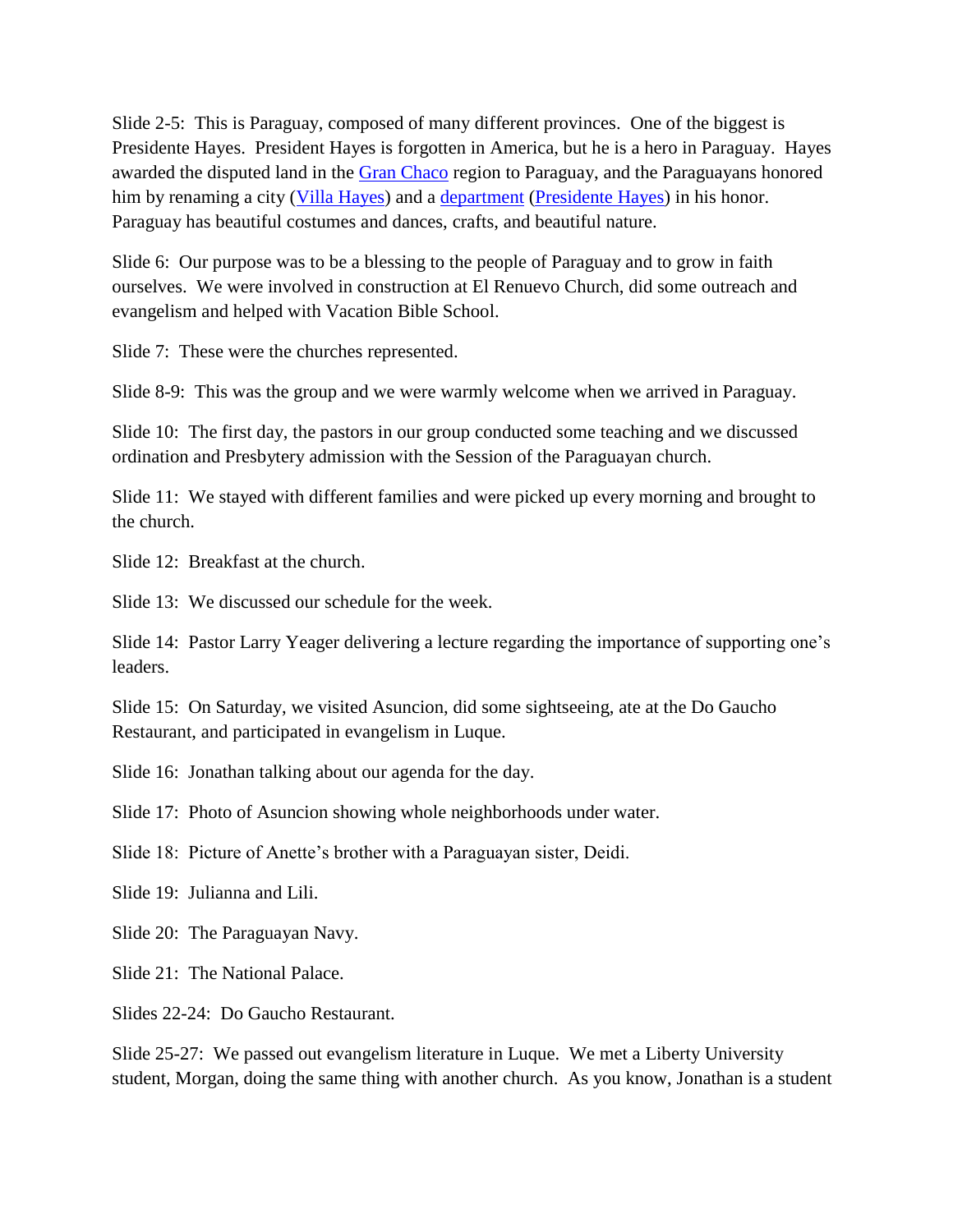Slide 2-5: This is Paraguay, composed of many different provinces. One of the biggest is Presidente Hayes. President Hayes is forgotten in America, but he is a hero in Paraguay. Hayes awarded the disputed land in the Gran Chaco region to Paraguay, and the Paraguayans honored him by renaming a city (Villa Hayes) and a department (Presidente Hayes) in his honor. Paraguay has beautiful costumes and dances, crafts, and beautiful nature.

Slide 6: Our purpose was to be a blessing to the people of Paraguay and to grow in faith ourselves. We were involved in construction at El Renuevo Church, did some outreach and evangelism and helped with Vacation Bible School.

Slide 7: These were the churches represented.

Slide 8-9: This was the group and we were warmly welcome when we arrived in Paraguay.

Slide 10: The first day, the pastors in our group conducted some teaching and we discussed ordination and Presbytery admission with the Session of the Paraguayan church.

Slide 11: We stayed with different families and were picked up every morning and brought to the church.

Slide 12: Breakfast at the church.

Slide 13: We discussed our schedule for the week.

Slide 14: Pastor Larry Yeager delivering a lecture regarding the importance of supporting one's leaders.

Slide 15: On Saturday, we visited Asuncion, did some sightseeing, ate at the Do Gaucho Restaurant, and participated in evangelism in Luque.

Slide 16: Jonathan talking about our agenda for the day.

Slide 17: Photo of Asuncion showing whole neighborhoods under water.

Slide 18: Picture of Anette's brother with a Paraguayan sister, Deidi.

Slide 19: Julianna and Lili.

Slide 20: The Paraguayan Navy.

Slide 21: The National Palace.

Slides 22-24: Do Gaucho Restaurant.

Slide 25-27: We passed out evangelism literature in Luque. We met a Liberty University student, Morgan, doing the same thing with another church. As you know, Jonathan is a student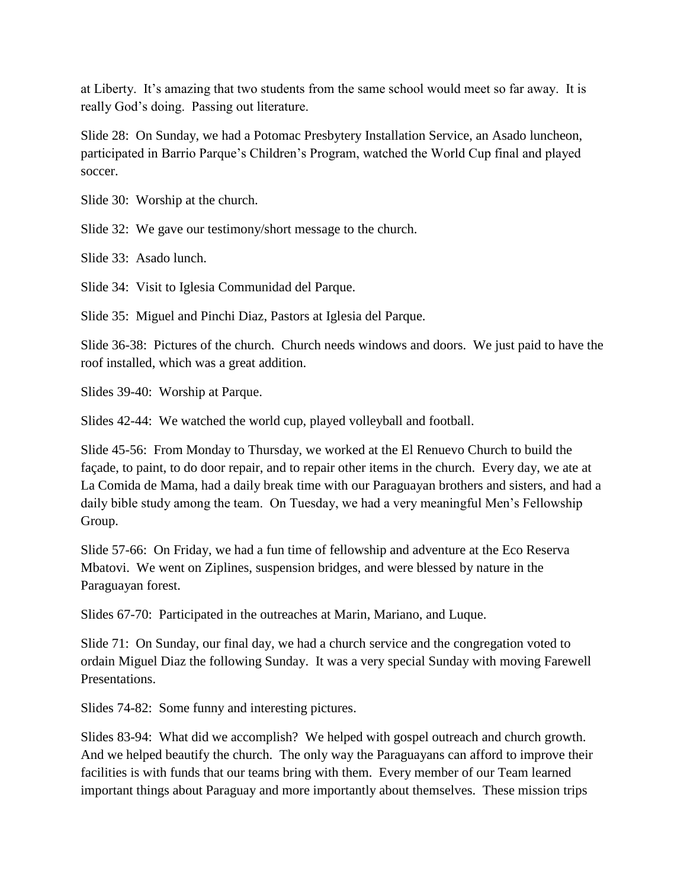at Liberty. It's amazing that two students from the same school would meet so far away. It is really God's doing. Passing out literature.

Slide 28: On Sunday, we had a Potomac Presbytery Installation Service, an Asado luncheon, participated in Barrio Parque's Children's Program, watched the World Cup final and played soccer.

Slide 30: Worship at the church.

Slide 32: We gave our testimony/short message to the church.

Slide 33: Asado lunch.

Slide 34: Visit to Iglesia Communidad del Parque.

Slide 35: Miguel and Pinchi Diaz, Pastors at Iglesia del Parque.

Slide 36-38: Pictures of the church. Church needs windows and doors. We just paid to have the roof installed, which was a great addition.

Slides 39-40: Worship at Parque.

Slides 42-44: We watched the world cup, played volleyball and football.

Slide 45-56: From Monday to Thursday, we worked at the El Renuevo Church to build the façade, to paint, to do door repair, and to repair other items in the church. Every day, we ate at La Comida de Mama, had a daily break time with our Paraguayan brothers and sisters, and had a daily bible study among the team. On Tuesday, we had a very meaningful Men's Fellowship Group.

Slide 57-66: On Friday, we had a fun time of fellowship and adventure at the Eco Reserva Mbatovi. We went on Ziplines, suspension bridges, and were blessed by nature in the Paraguayan forest.

Slides 67-70: Participated in the outreaches at Marin, Mariano, and Luque.

Slide 71: On Sunday, our final day, we had a church service and the congregation voted to ordain Miguel Diaz the following Sunday. It was a very special Sunday with moving Farewell Presentations.

Slides 74-82: Some funny and interesting pictures.

Slides 83-94: What did we accomplish? We helped with gospel outreach and church growth. And we helped beautify the church. The only way the Paraguayans can afford to improve their facilities is with funds that our teams bring with them. Every member of our Team learned important things about Paraguay and more importantly about themselves. These mission trips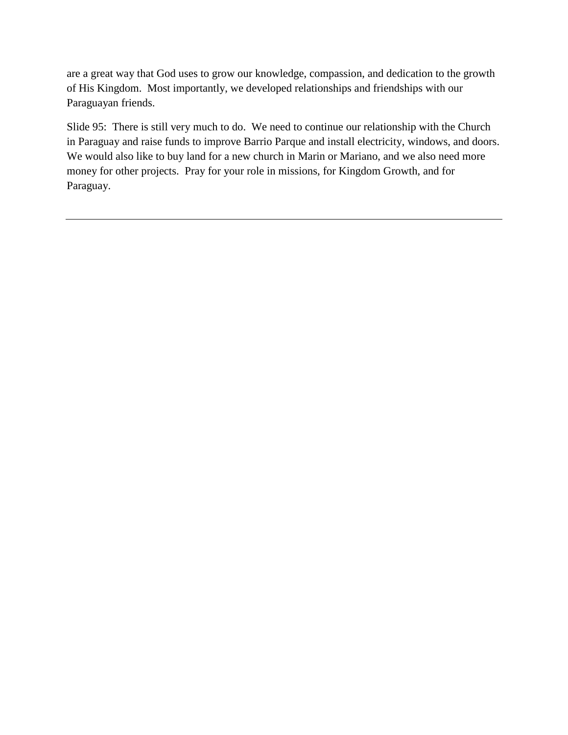are a great way that God uses to grow our knowledge, compassion, and dedication to the growth of His Kingdom. Most importantly, we developed relationships and friendships with our Paraguayan friends.

Slide 95: There is still very much to do. We need to continue our relationship with the Church in Paraguay and raise funds to improve Barrio Parque and install electricity, windows, and doors. We would also like to buy land for a new church in Marin or Mariano, and we also need more money for other projects. Pray for your role in missions, for Kingdom Growth, and for Paraguay.

---